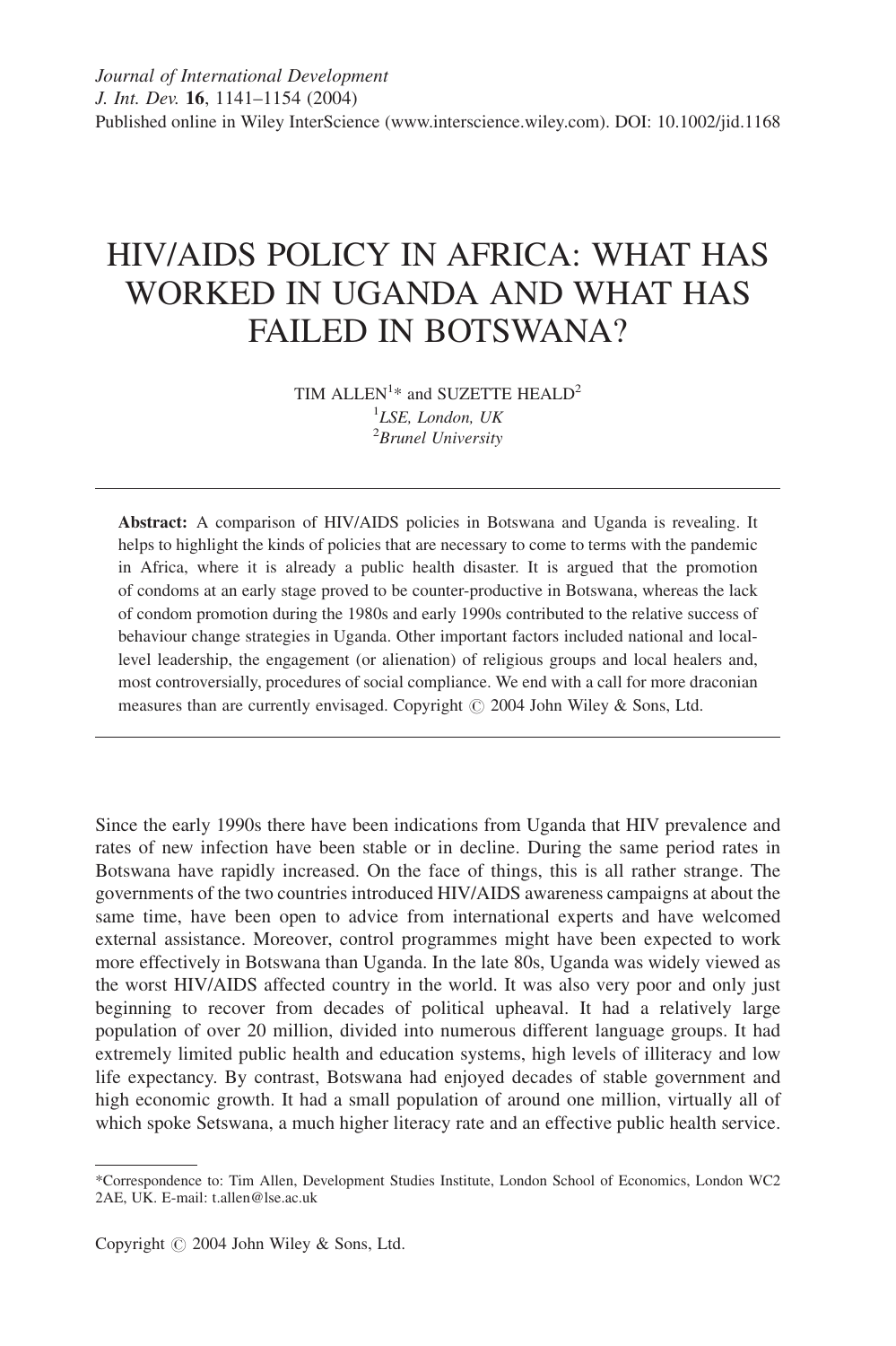*Journal of International Development*
*J. Int. Dev.* **16**, 1141–1154 (2004)
Published online in Wiley InterScience (www.interscience.wiley.com). DOI: 10.1002/jid.1168

# HIV/AIDS POLICY IN AFRICA: WHAT HAS WORKED IN UGANDA AND WHAT HAS FAILED IN BOTSWANA?

TIM ALLEN[1]* and SUZETTE HEALD[2]

[1]*LSE, London, UK*
[2]*Brunel University*

---

**Abstract:** A comparison of HIV/AIDS policies in Botswana and Uganda is revealing. It helps to highlight the kinds of policies that are necessary to come to terms with the pandemic in Africa, where it is already a public health disaster. It is argued that the promotion of condoms at an early stage proved to be counter-productive in Botswana, whereas the lack of condom promotion during the 1980s and early 1990s contributed to the relative success of behaviour change strategies in Uganda. Other important factors included national and local-level leadership, the engagement (or alienation) of religious groups and local healers and, most controversially, procedures of social compliance. We end with a call for more draconian measures than are currently envisaged. Copyright © 2004 John Wiley & Sons, Ltd.

---

Since the early 1990s there have been indications from Uganda that HIV prevalence and rates of new infection have been stable or in decline. During the same period rates in Botswana have rapidly increased. On the face of things, this is all rather strange. The governments of the two countries introduced HIV/AIDS awareness campaigns at about the same time, have been open to advice from international experts and have welcomed external assistance. Moreover, control programmes might have been expected to work more effectively in Botswana than Uganda. In the late 80s, Uganda was widely viewed as the worst HIV/AIDS affected country in the world. It was also very poor and only just beginning to recover from decades of political upheaval. It had a relatively large population of over 20 million, divided into numerous different language groups. It had extremely limited public health and education systems, high levels of illiteracy and low life expectancy. By contrast, Botswana had enjoyed decades of stable government and high economic growth. It had a small population of around one million, virtually all of which spoke Setswana, a much higher literacy rate and an effective public health service.

---

*Correspondence to: Tim Allen, Development Studies Institute, London School of Economics, London WC2 2AE, UK. E-mail: t.allen@lse.ac.uk

Copyright © 2004 John Wiley & Sons, Ltd.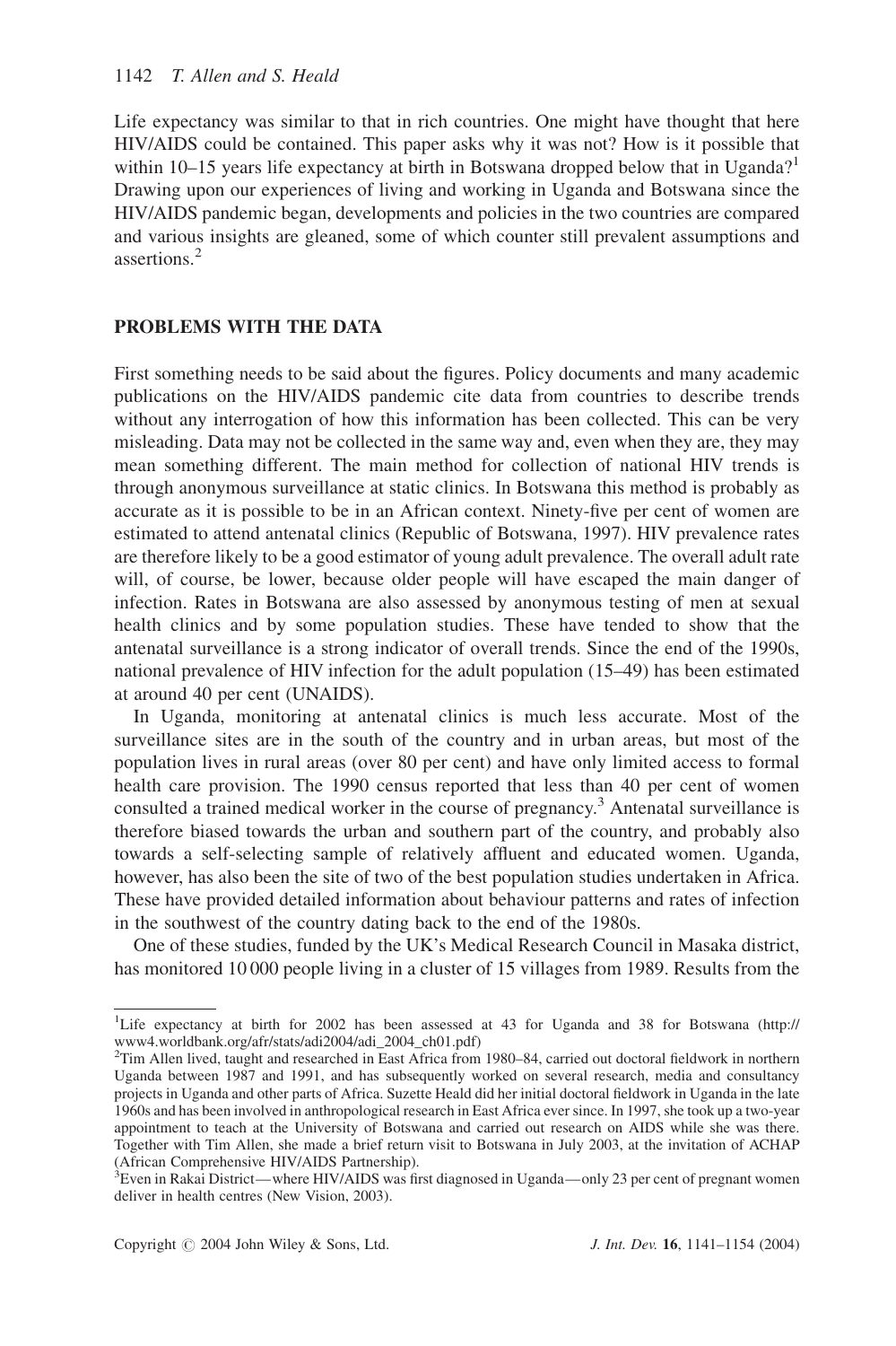Life expectancy was similar to that in rich countries. One might have thought that here HIV/AIDS could be contained. This paper asks why it was not? How is it possible that within 10–15 years life expectancy at birth in Botswana dropped below that in Uganda?[1] Drawing upon our experiences of living and working in Uganda and Botswana since the HIV/AIDS pandemic began, developments and policies in the two countries are compared and various insights are gleaned, some of which counter still prevalent assumptions and assertions.[2]

## PROBLEMS WITH THE DATA

First something needs to be said about the figures. Policy documents and many academic publications on the HIV/AIDS pandemic cite data from countries to describe trends without any interrogation of how this information has been collected. This can be very misleading. Data may not be collected in the same way and, even when they are, they may mean something different. The main method for collection of national HIV trends is through anonymous surveillance at static clinics. In Botswana this method is probably as accurate as it is possible to be in an African context. Ninety-five per cent of women are estimated to attend antenatal clinics (Republic of Botswana, 1997). HIV prevalence rates are therefore likely to be a good estimator of young adult prevalence. The overall adult rate will, of course, be lower, because older people will have escaped the main danger of infection. Rates in Botswana are also assessed by anonymous testing of men at sexual health clinics and by some population studies. These have tended to show that the antenatal surveillance is a strong indicator of overall trends. Since the end of the 1990s, national prevalence of HIV infection for the adult population (15–49) has been estimated at around 40 per cent (UNAIDS).

In Uganda, monitoring at antenatal clinics is much less accurate. Most of the surveillance sites are in the south of the country and in urban areas, but most of the population lives in rural areas (over 80 per cent) and have only limited access to formal health care provision. The 1990 census reported that less than 40 per cent of women consulted a trained medical worker in the course of pregnancy.[3] Antenatal surveillance is therefore biased towards the urban and southern part of the country, and probably also towards a self-selecting sample of relatively affluent and educated women. Uganda, however, has also been the site of two of the best population studies undertaken in Africa. These have provided detailed information about behaviour patterns and rates of infection in the southwest of the country dating back to the end of the 1980s.

One of these studies, funded by the UK's Medical Research Council in Masaka district, has monitored 10 000 people living in a cluster of 15 villages from 1989. Results from the

---

[1] Life expectancy at birth for 2002 has been assessed at 43 for Uganda and 38 for Botswana (http://www4.worldbank.org/afr/stats/adi2004/adi_2004_ch01.pdf)

[2] Tim Allen lived, taught and researched in East Africa from 1980–84, carried out doctoral fieldwork in northern Uganda between 1987 and 1991, and has subsequently worked on several research, media and consultancy projects in Uganda and other parts of Africa. Suzette Heald did her initial doctoral fieldwork in Uganda in the late 1960s and has been involved in anthropological research in East Africa ever since. In 1997, she took up a two-year appointment to teach at the University of Botswana and carried out research on AIDS while she was there. Together with Tim Allen, she made a brief return visit to Botswana in July 2003, at the invitation of ACHAP (African Comprehensive HIV/AIDS Partnership).

[3] Even in Rakai District—where HIV/AIDS was first diagnosed in Uganda—only 23 per cent of pregnant women deliver in health centres (New Vision, 2003).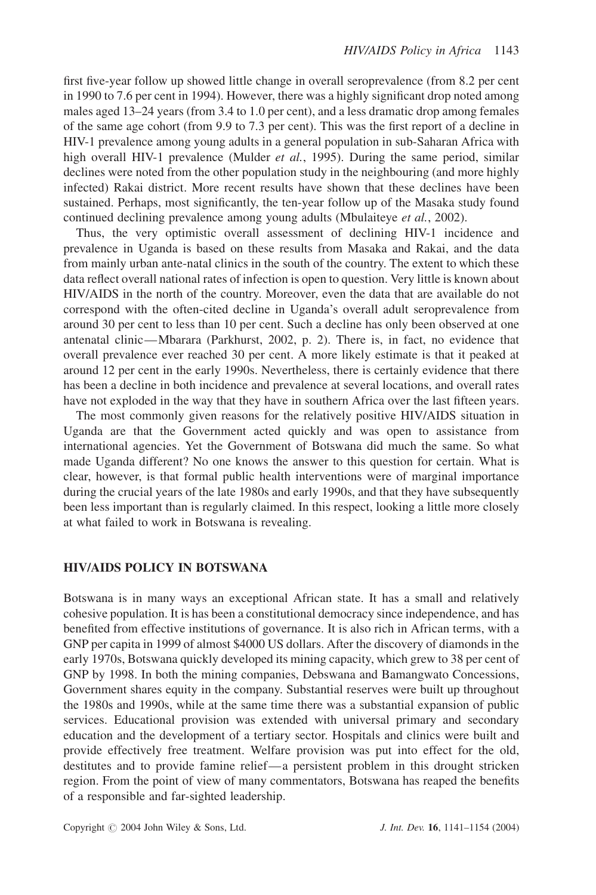first five-year follow up showed little change in overall seroprevalence (from 8.2 per cent in 1990 to 7.6 per cent in 1994). However, there was a highly significant drop noted among males aged 13–24 years (from 3.4 to 1.0 per cent), and a less dramatic drop among females of the same age cohort (from 9.9 to 7.3 per cent). This was the first report of a decline in HIV-1 prevalence among young adults in a general population in sub-Saharan Africa with high overall HIV-1 prevalence (Mulder *et al.*, 1995). During the same period, similar declines were noted from the other population study in the neighbouring (and more highly infected) Rakai district. More recent results have shown that these declines have been sustained. Perhaps, most significantly, the ten-year follow up of the Masaka study found continued declining prevalence among young adults (Mbulaiteye *et al.*, 2002).

Thus, the very optimistic overall assessment of declining HIV-1 incidence and prevalence in Uganda is based on these results from Masaka and Rakai, and the data from mainly urban ante-natal clinics in the south of the country. The extent to which these data reflect overall national rates of infection is open to question. Very little is known about HIV/AIDS in the north of the country. Moreover, even the data that are available do not correspond with the often-cited decline in Uganda's overall adult seroprevalence from around 30 per cent to less than 10 per cent. Such a decline has only been observed at one antenatal clinic—Mbarara (Parkhurst, 2002, p. 2). There is, in fact, no evidence that overall prevalence ever reached 30 per cent. A more likely estimate is that it peaked at around 12 per cent in the early 1990s. Nevertheless, there is certainly evidence that there has been a decline in both incidence and prevalence at several locations, and overall rates have not exploded in the way that they have in southern Africa over the last fifteen years.

The most commonly given reasons for the relatively positive HIV/AIDS situation in Uganda are that the Government acted quickly and was open to assistance from international agencies. Yet the Government of Botswana did much the same. So what made Uganda different? No one knows the answer to this question for certain. What is clear, however, is that formal public health interventions were of marginal importance during the crucial years of the late 1980s and early 1990s, and that they have subsequently been less important than is regularly claimed. In this respect, looking a little more closely at what failed to work in Botswana is revealing.

## HIV/AIDS POLICY IN BOTSWANA

Botswana is in many ways an exceptional African state. It has a small and relatively cohesive population. It is has been a constitutional democracy since independence, and has benefited from effective institutions of governance. It is also rich in African terms, with a GNP per capita in 1999 of almost $4000 US dollars. After the discovery of diamonds in the early 1970s, Botswana quickly developed its mining capacity, which grew to 38 per cent of GNP by 1998. In both the mining companies, Debswana and Bamangwato Concessions, Government shares equity in the company. Substantial reserves were built up throughout the 1980s and 1990s, while at the same time there was a substantial expansion of public services. Educational provision was extended with universal primary and secondary education and the development of a tertiary sector. Hospitals and clinics were built and provide effectively free treatment. Welfare provision was put into effect for the old, destitutes and to provide famine relief—a persistent problem in this drought stricken region. From the point of view of many commentators, Botswana has reaped the benefits of a responsible and far-sighted leadership.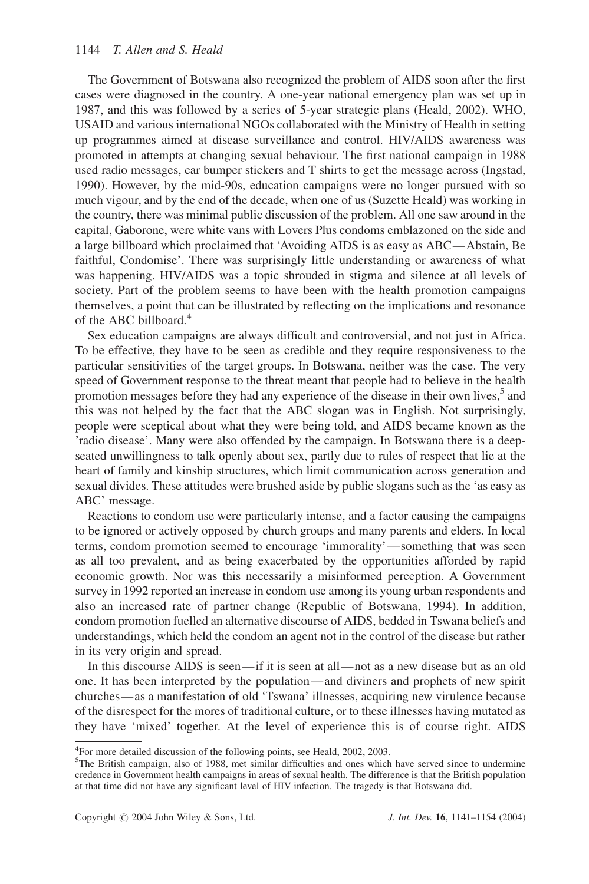The Government of Botswana also recognized the problem of AIDS soon after the first cases were diagnosed in the country. A one-year national emergency plan was set up in 1987, and this was followed by a series of 5-year strategic plans (Heald, 2002). WHO, USAID and various international NGOs collaborated with the Ministry of Health in setting up programmes aimed at disease surveillance and control. HIV/AIDS awareness was promoted in attempts at changing sexual behaviour. The first national campaign in 1988 used radio messages, car bumper stickers and T shirts to get the message across (Ingstad, 1990). However, by the mid-90s, education campaigns were no longer pursued with so much vigour, and by the end of the decade, when one of us (Suzette Heald) was working in the country, there was minimal public discussion of the problem. All one saw around in the capital, Gaborone, were white vans with Lovers Plus condoms emblazoned on the side and a large billboard which proclaimed that 'Avoiding AIDS is as easy as ABC—Abstain, Be faithful, Condomise'. There was surprisingly little understanding or awareness of what was happening. HIV/AIDS was a topic shrouded in stigma and silence at all levels of society. Part of the problem seems to have been with the health promotion campaigns themselves, a point that can be illustrated by reflecting on the implications and resonance of the ABC billboard.[4]

Sex education campaigns are always difficult and controversial, and not just in Africa. To be effective, they have to be seen as credible and they require responsiveness to the particular sensitivities of the target groups. In Botswana, neither was the case. The very speed of Government response to the threat meant that people had to believe in the health promotion messages before they had any experience of the disease in their own lives,[5] and this was not helped by the fact that the ABC slogan was in English. Not surprisingly, people were sceptical about what they were being told, and AIDS became known as the 'radio disease'. Many were also offended by the campaign. In Botswana there is a deep-seated unwillingness to talk openly about sex, partly due to rules of respect that lie at the heart of family and kinship structures, which limit communication across generation and sexual divides. These attitudes were brushed aside by public slogans such as the 'as easy as ABC' message.

Reactions to condom use were particularly intense, and a factor causing the campaigns to be ignored or actively opposed by church groups and many parents and elders. In local terms, condom promotion seemed to encourage 'immorality'—something that was seen as all too prevalent, and as being exacerbated by the opportunities afforded by rapid economic growth. Nor was this necessarily a misinformed perception. A Government survey in 1992 reported an increase in condom use among its young urban respondents and also an increased rate of partner change (Republic of Botswana, 1994). In addition, condom promotion fuelled an alternative discourse of AIDS, bedded in Tswana beliefs and understandings, which held the condom an agent not in the control of the disease but rather in its very origin and spread.

In this discourse AIDS is seen—if it is seen at all—not as a new disease but as an old one. It has been interpreted by the population—and diviners and prophets of new spirit churches—as a manifestation of old 'Tswana' illnesses, acquiring new virulence because of the disrespect for the mores of traditional culture, or to these illnesses having mutated as they have 'mixed' together. At the level of experience this is of course right. AIDS

[4] For more detailed discussion of the following points, see Heald, 2002, 2003.

[5] The British campaign, also of 1988, met similar difficulties and ones which have served since to undermine credence in Government health campaigns in areas of sexual health. The difference is that the British population at that time did not have any significant level of HIV infection. The tragedy is that Botswana did.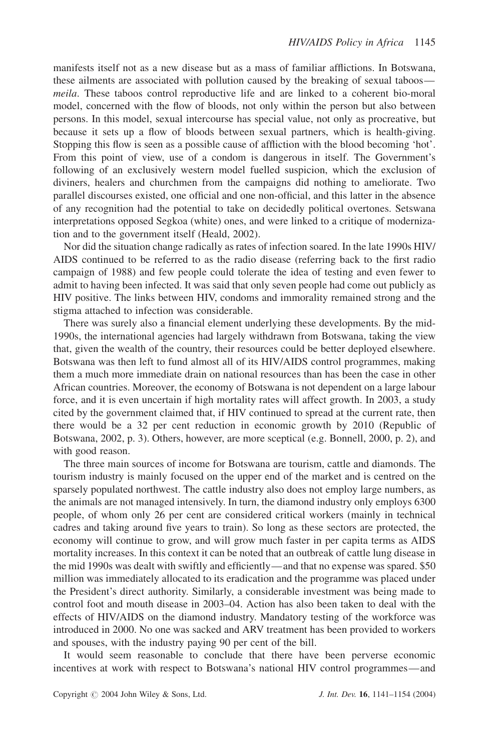manifests itself not as a new disease but as a mass of familiar afflictions. In Botswana, these ailments are associated with pollution caused by the breaking of sexual taboos—*meila*. These taboos control reproductive life and are linked to a coherent bio-moral model, concerned with the flow of bloods, not only within the person but also between persons. In this model, sexual intercourse has special value, not only as procreative, but because it sets up a flow of bloods between sexual partners, which is health-giving. Stopping this flow is seen as a possible cause of affliction with the blood becoming 'hot'. From this point of view, use of a condom is dangerous in itself. The Government's following of an exclusively western model fuelled suspicion, which the exclusion of diviners, healers and churchmen from the campaigns did nothing to ameliorate. Two parallel discourses existed, one official and one non-official, and this latter in the absence of any recognition had the potential to take on decidedly political overtones. Setswana interpretations opposed Segkoa (white) ones, and were linked to a critique of modernization and to the government itself (Heald, 2002).

Nor did the situation change radically as rates of infection soared. In the late 1990s HIV/AIDS continued to be referred to as the radio disease (referring back to the first radio campaign of 1988) and few people could tolerate the idea of testing and even fewer to admit to having been infected. It was said that only seven people had come out publicly as HIV positive. The links between HIV, condoms and immorality remained strong and the stigma attached to infection was considerable.

There was surely also a financial element underlying these developments. By the mid-1990s, the international agencies had largely withdrawn from Botswana, taking the view that, given the wealth of the country, their resources could be better deployed elsewhere. Botswana was then left to fund almost all of its HIV/AIDS control programmes, making them a much more immediate drain on national resources than has been the case in other African countries. Moreover, the economy of Botswana is not dependent on a large labour force, and it is even uncertain if high mortality rates will affect growth. In 2003, a study cited by the government claimed that, if HIV continued to spread at the current rate, then there would be a 32 per cent reduction in economic growth by 2010 (Republic of Botswana, 2002, p. 3). Others, however, are more sceptical (e.g. Bonnell, 2000, p. 2), and with good reason.

The three main sources of income for Botswana are tourism, cattle and diamonds. The tourism industry is mainly focused on the upper end of the market and is centred on the sparsely populated northwest. The cattle industry also does not employ large numbers, as the animals are not managed intensively. In turn, the diamond industry only employs 6300 people, of whom only 26 per cent are considered critical workers (mainly in technical cadres and taking around five years to train). So long as these sectors are protected, the economy will continue to grow, and will grow much faster in per capita terms as AIDS mortality increases. In this context it can be noted that an outbreak of cattle lung disease in the mid 1990s was dealt with swiftly and efficiently—and that no expense was spared. $50 million was immediately allocated to its eradication and the programme was placed under the President's direct authority. Similarly, a considerable investment was being made to control foot and mouth disease in 2003–04. Action has also been taken to deal with the effects of HIV/AIDS on the diamond industry. Mandatory testing of the workforce was introduced in 2000. No one was sacked and ARV treatment has been provided to workers and spouses, with the industry paying 90 per cent of the bill.

It would seem reasonable to conclude that there have been perverse economic incentives at work with respect to Botswana's national HIV control programmes—and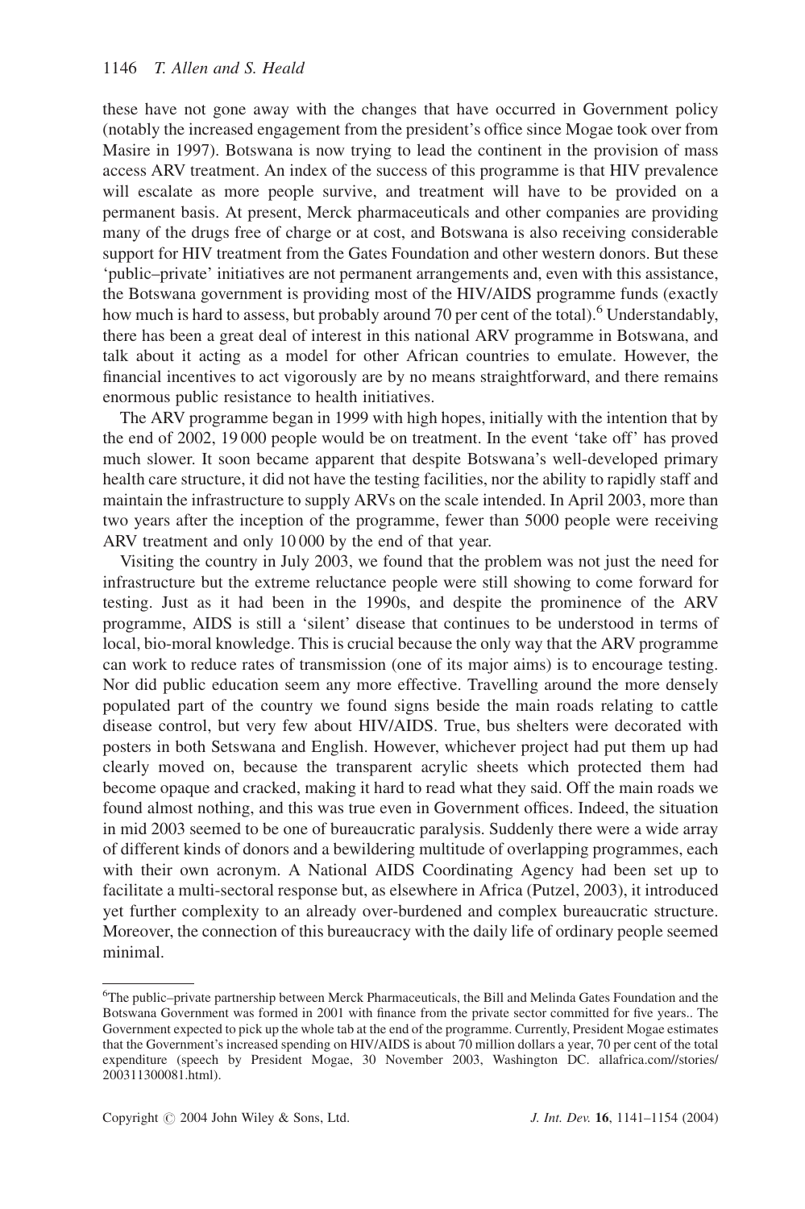these have not gone away with the changes that have occurred in Government policy (notably the increased engagement from the president's office since Mogae took over from Masire in 1997). Botswana is now trying to lead the continent in the provision of mass access ARV treatment. An index of the success of this programme is that HIV prevalence will escalate as more people survive, and treatment will have to be provided on a permanent basis. At present, Merck pharmaceuticals and other companies are providing many of the drugs free of charge or at cost, and Botswana is also receiving considerable support for HIV treatment from the Gates Foundation and other western donors. But these 'public–private' initiatives are not permanent arrangements and, even with this assistance, the Botswana government is providing most of the HIV/AIDS programme funds (exactly how much is hard to assess, but probably around 70 per cent of the total).[6] Understandably, there has been a great deal of interest in this national ARV programme in Botswana, and talk about it acting as a model for other African countries to emulate. However, the financial incentives to act vigorously are by no means straightforward, and there remains enormous public resistance to health initiatives.

The ARV programme began in 1999 with high hopes, initially with the intention that by the end of 2002, 19 000 people would be on treatment. In the event 'take off' has proved much slower. It soon became apparent that despite Botswana's well-developed primary health care structure, it did not have the testing facilities, nor the ability to rapidly staff and maintain the infrastructure to supply ARVs on the scale intended. In April 2003, more than two years after the inception of the programme, fewer than 5000 people were receiving ARV treatment and only 10 000 by the end of that year.

Visiting the country in July 2003, we found that the problem was not just the need for infrastructure but the extreme reluctance people were still showing to come forward for testing. Just as it had been in the 1990s, and despite the prominence of the ARV programme, AIDS is still a 'silent' disease that continues to be understood in terms of local, bio-moral knowledge. This is crucial because the only way that the ARV programme can work to reduce rates of transmission (one of its major aims) is to encourage testing. Nor did public education seem any more effective. Travelling around the more densely populated part of the country we found signs beside the main roads relating to cattle disease control, but very few about HIV/AIDS. True, bus shelters were decorated with posters in both Setswana and English. However, whichever project had put them up had clearly moved on, because the transparent acrylic sheets which protected them had become opaque and cracked, making it hard to read what they said. Off the main roads we found almost nothing, and this was true even in Government offices. Indeed, the situation in mid 2003 seemed to be one of bureaucratic paralysis. Suddenly there were a wide array of different kinds of donors and a bewildering multitude of overlapping programmes, each with their own acronym. A National AIDS Coordinating Agency had been set up to facilitate a multi-sectoral response but, as elsewhere in Africa (Putzel, 2003), it introduced yet further complexity to an already over-burdened and complex bureaucratic structure. Moreover, the connection of this bureaucracy with the daily life of ordinary people seemed minimal.

---

[6]The public–private partnership between Merck Pharmaceuticals, the Bill and Melinda Gates Foundation and the Botswana Government was formed in 2001 with finance from the private sector committed for five years.. The Government expected to pick up the whole tab at the end of the programme. Currently, President Mogae estimates that the Government's increased spending on HIV/AIDS is about 70 million dollars a year, 70 per cent of the total expenditure (speech by President Mogae, 30 November 2003, Washington DC. allafrica.com//stories/200311300081.html).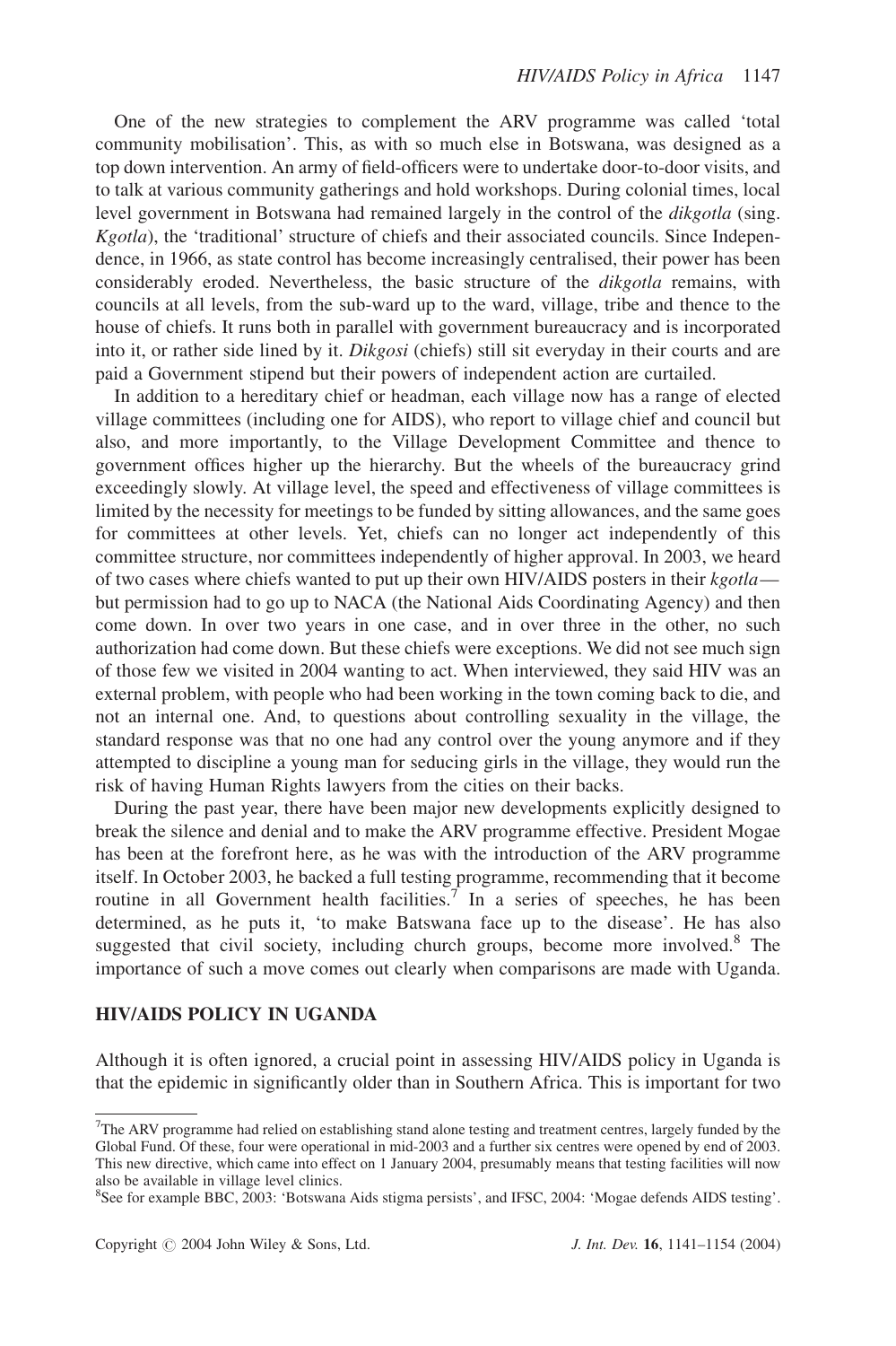One of the new strategies to complement the ARV programme was called 'total community mobilisation'. This, as with so much else in Botswana, was designed as a top down intervention. An army of field-officers were to undertake door-to-door visits, and to talk at various community gatherings and hold workshops. During colonial times, local level government in Botswana had remained largely in the control of the *dikgotla* (sing. *Kgotla*), the 'traditional' structure of chiefs and their associated councils. Since Independence, in 1966, as state control has become increasingly centralised, their power has been considerably eroded. Nevertheless, the basic structure of the *dikgotla* remains, with councils at all levels, from the sub-ward up to the ward, village, tribe and thence to the house of chiefs. It runs both in parallel with government bureaucracy and is incorporated into it, or rather side lined by it. *Dikgosi* (chiefs) still sit everyday in their courts and are paid a Government stipend but their powers of independent action are curtailed.

In addition to a hereditary chief or headman, each village now has a range of elected village committees (including one for AIDS), who report to village chief and council but also, and more importantly, to the Village Development Committee and thence to government offices higher up the hierarchy. But the wheels of the bureaucracy grind exceedingly slowly. At village level, the speed and effectiveness of village committees is limited by the necessity for meetings to be funded by sitting allowances, and the same goes for committees at other levels. Yet, chiefs can no longer act independently of this committee structure, nor committees independently of higher approval. In 2003, we heard of two cases where chiefs wanted to put up their own HIV/AIDS posters in their *kgotla*—but permission had to go up to NACA (the National Aids Coordinating Agency) and then come down. In over two years in one case, and in over three in the other, no such authorization had come down. But these chiefs were exceptions. We did not see much sign of those few we visited in 2004 wanting to act. When interviewed, they said HIV was an external problem, with people who had been working in the town coming back to die, and not an internal one. And, to questions about controlling sexuality in the village, the standard response was that no one had any control over the young anymore and if they attempted to discipline a young man for seducing girls in the village, they would run the risk of having Human Rights lawyers from the cities on their backs.

During the past year, there have been major new developments explicitly designed to break the silence and denial and to make the ARV programme effective. President Mogae has been at the forefront here, as he was with the introduction of the ARV programme itself. In October 2003, he backed a full testing programme, recommending that it become routine in all Government health facilities.[7] In a series of speeches, he has been determined, as he puts it, 'to make Batswana face up to the disease'. He has also suggested that civil society, including church groups, become more involved.[8] The importance of such a move comes out clearly when comparisons are made with Uganda.

## HIV/AIDS POLICY IN UGANDA

Although it is often ignored, a crucial point in assessing HIV/AIDS policy in Uganda is that the epidemic in significantly older than in Southern Africa. This is important for two

---

[7]The ARV programme had relied on establishing stand alone testing and treatment centres, largely funded by the Global Fund. Of these, four were operational in mid-2003 and a further six centres were opened by end of 2003. This new directive, which came into effect on 1 January 2004, presumably means that testing facilities will now also be available in village level clinics.

[8]See for example BBC, 2003: 'Botswana Aids stigma persists', and IFSC, 2004: 'Mogae defends AIDS testing'.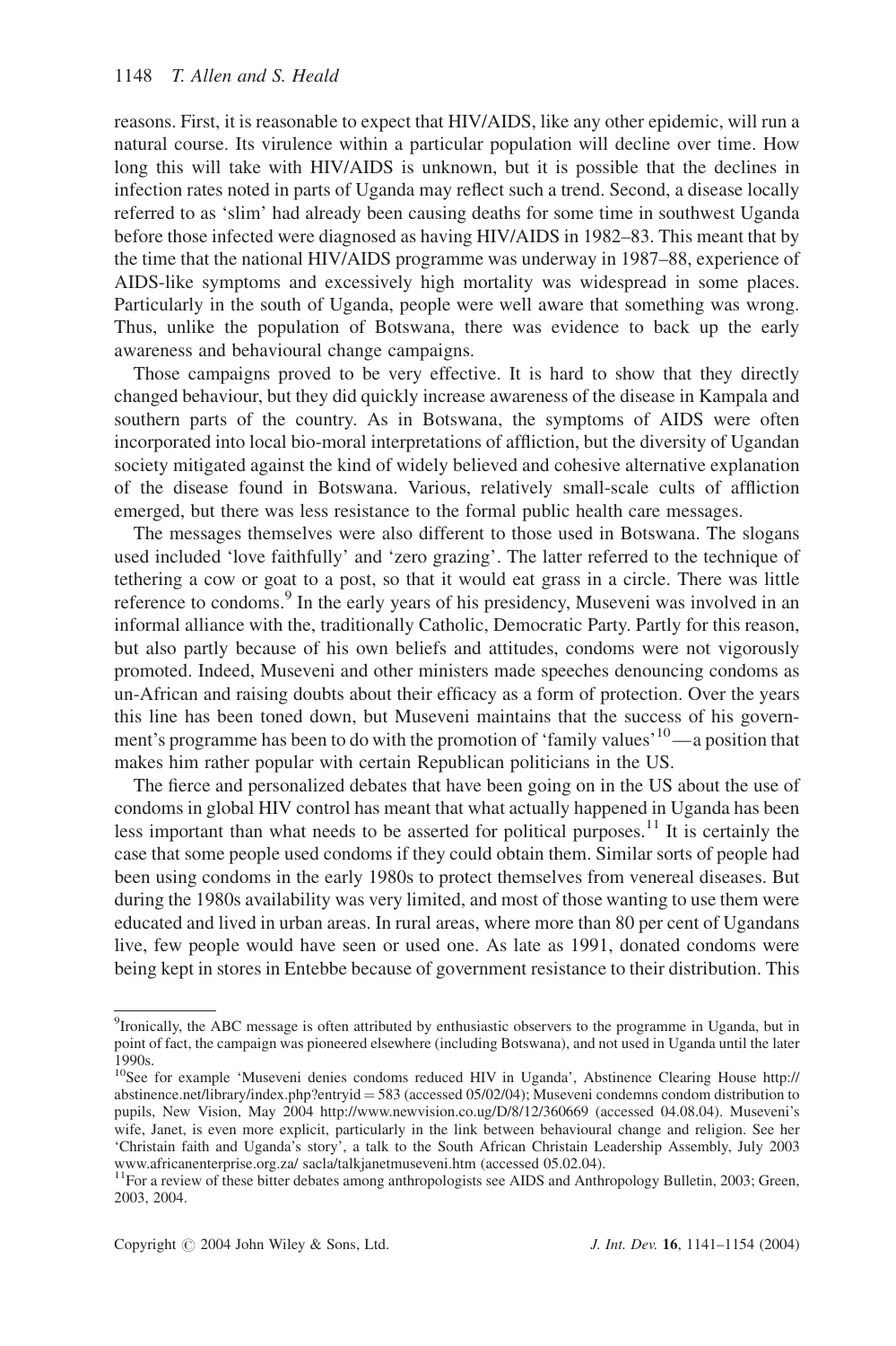reasons. First, it is reasonable to expect that HIV/AIDS, like any other epidemic, will run a natural course. Its virulence within a particular population will decline over time. How long this will take with HIV/AIDS is unknown, but it is possible that the declines in infection rates noted in parts of Uganda may reflect such a trend. Second, a disease locally referred to as 'slim' had already been causing deaths for some time in southwest Uganda before those infected were diagnosed as having HIV/AIDS in 1982–83. This meant that by the time that the national HIV/AIDS programme was underway in 1987–88, experience of AIDS-like symptoms and excessively high mortality was widespread in some places. Particularly in the south of Uganda, people were well aware that something was wrong. Thus, unlike the population of Botswana, there was evidence to back up the early awareness and behavioural change campaigns.

Those campaigns proved to be very effective. It is hard to show that they directly changed behaviour, but they did quickly increase awareness of the disease in Kampala and southern parts of the country. As in Botswana, the symptoms of AIDS were often incorporated into local bio-moral interpretations of affliction, but the diversity of Ugandan society mitigated against the kind of widely believed and cohesive alternative explanation of the disease found in Botswana. Various, relatively small-scale cults of affliction emerged, but there was less resistance to the formal public health care messages.

The messages themselves were also different to those used in Botswana. The slogans used included 'love faithfully' and 'zero grazing'. The latter referred to the technique of tethering a cow or goat to a post, so that it would eat grass in a circle. There was little reference to condoms.[9] In the early years of his presidency, Museveni was involved in an informal alliance with the, traditionally Catholic, Democratic Party. Partly for this reason, but also partly because of his own beliefs and attitudes, condoms were not vigorously promoted. Indeed, Museveni and other ministers made speeches denouncing condoms as un-African and raising doubts about their efficacy as a form of protection. Over the years this line has been toned down, but Museveni maintains that the success of his government's programme has been to do with the promotion of 'family values'[10]—a position that makes him rather popular with certain Republican politicians in the US.

The fierce and personalized debates that have been going on in the US about the use of condoms in global HIV control has meant that what actually happened in Uganda has been less important than what needs to be asserted for political purposes.[11] It is certainly the case that some people used condoms if they could obtain them. Similar sorts of people had been using condoms in the early 1980s to protect themselves from venereal diseases. But during the 1980s availability was very limited, and most of those wanting to use them were educated and lived in urban areas. In rural areas, where more than 80 per cent of Ugandans live, few people would have seen or used one. As late as 1991, donated condoms were being kept in stores in Entebbe because of government resistance to their distribution. This

---

[9] Ironically, the ABC message is often attributed by enthusiastic observers to the programme in Uganda, but in point of fact, the campaign was pioneered elsewhere (including Botswana), and not used in Uganda until the later 1990s.

[10] See for example 'Museveni denies condoms reduced HIV in Uganda', Abstinence Clearing House http://abstinence.net/library/index.php?entryid = 583 (accessed 05/02/04); Museveni condemns condom distribution to pupils, New Vision, May 2004 http://www.newvision.co.ug/D/8/12/360669 (accessed 04.08.04). Museveni's wife, Janet, is even more explicit, particularly in the link between behavioural change and religion. See her 'Christain faith and Uganda's story', a talk to the South African Christain Leadership Assembly, July 2003 www.africanenterprise.org.za/ sacla/talkjanetmuseveni.htm (accessed 05.02.04).

[11] For a review of these bitter debates among anthropologists see AIDS and Anthropology Bulletin, 2003; Green, 2003, 2004.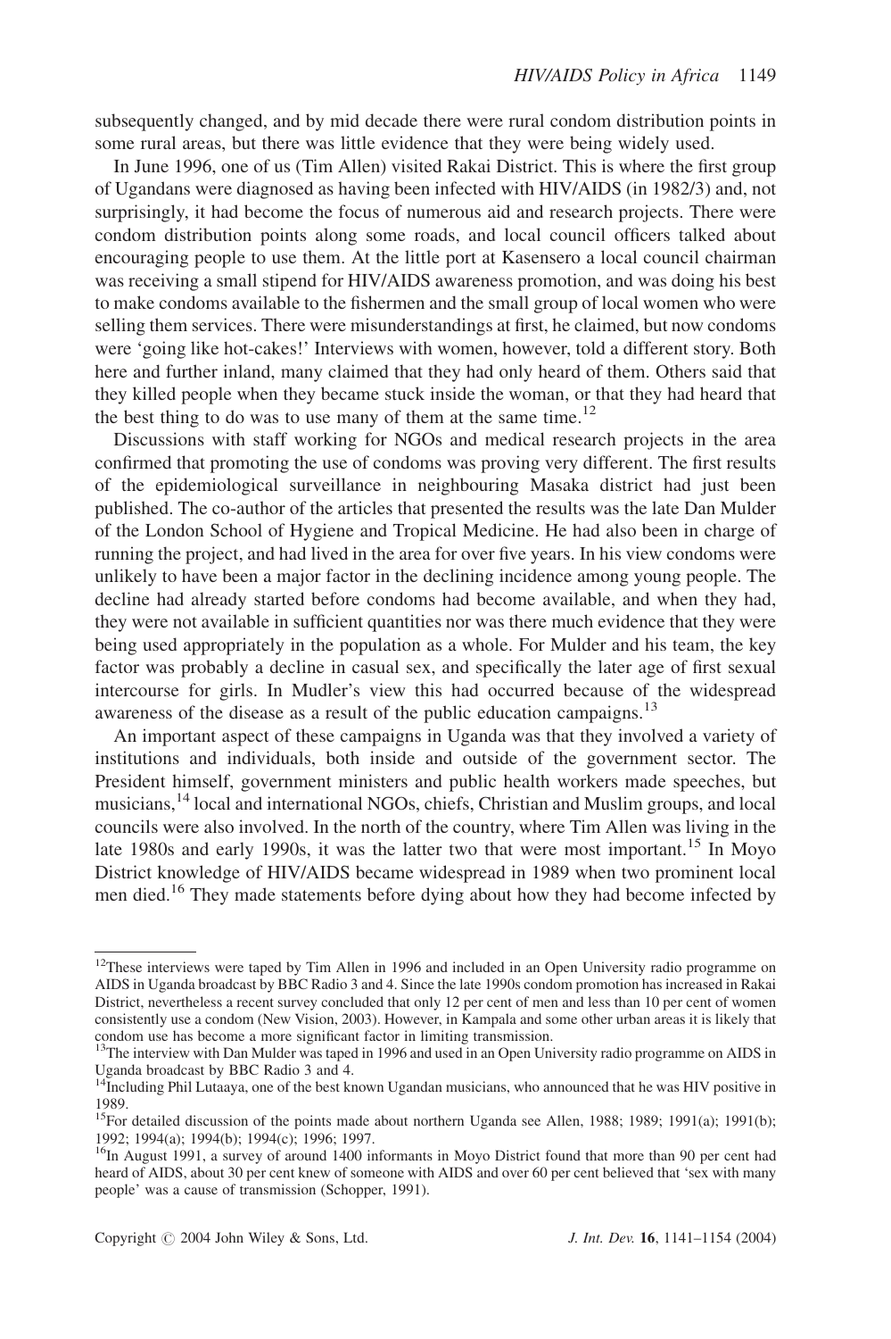subsequently changed, and by mid decade there were rural condom distribution points in some rural areas, but there was little evidence that they were being widely used.

In June 1996, one of us (Tim Allen) visited Rakai District. This is where the first group of Ugandans were diagnosed as having been infected with HIV/AIDS (in 1982/3) and, not surprisingly, it had become the focus of numerous aid and research projects. There were condom distribution points along some roads, and local council officers talked about encouraging people to use them. At the little port at Kasensero a local council chairman was receiving a small stipend for HIV/AIDS awareness promotion, and was doing his best to make condoms available to the fishermen and the small group of local women who were selling them services. There were misunderstandings at first, he claimed, but now condoms were 'going like hot-cakes!' Interviews with women, however, told a different story. Both here and further inland, many claimed that they had only heard of them. Others said that they killed people when they became stuck inside the woman, or that they had heard that the best thing to do was to use many of them at the same time.[12]

Discussions with staff working for NGOs and medical research projects in the area confirmed that promoting the use of condoms was proving very different. The first results of the epidemiological surveillance in neighbouring Masaka district had just been published. The co-author of the articles that presented the results was the late Dan Mulder of the London School of Hygiene and Tropical Medicine. He had also been in charge of running the project, and had lived in the area for over five years. In his view condoms were unlikely to have been a major factor in the declining incidence among young people. The decline had already started before condoms had become available, and when they had, they were not available in sufficient quantities nor was there much evidence that they were being used appropriately in the population as a whole. For Mulder and his team, the key factor was probably a decline in casual sex, and specifically the later age of first sexual intercourse for girls. In Mudler's view this had occurred because of the widespread awareness of the disease as a result of the public education campaigns.[13]

An important aspect of these campaigns in Uganda was that they involved a variety of institutions and individuals, both inside and outside of the government sector. The President himself, government ministers and public health workers made speeches, but musicians,[14] local and international NGOs, chiefs, Christian and Muslim groups, and local councils were also involved. In the north of the country, where Tim Allen was living in the late 1980s and early 1990s, it was the latter two that were most important.[15] In Moyo District knowledge of HIV/AIDS became widespread in 1989 when two prominent local men died.[16] They made statements before dying about how they had become infected by

[12]These interviews were taped by Tim Allen in 1996 and included in an Open University radio programme on AIDS in Uganda broadcast by BBC Radio 3 and 4. Since the late 1990s condom promotion has increased in Rakai District, nevertheless a recent survey concluded that only 12 per cent of men and less than 10 per cent of women consistently use a condom (New Vision, 2003). However, in Kampala and some other urban areas it is likely that condom use has become a more significant factor in limiting transmission.

[13]The interview with Dan Mulder was taped in 1996 and used in an Open University radio programme on AIDS in Uganda broadcast by BBC Radio 3 and 4.

[14]Including Phil Lutaaya, one of the best known Ugandan musicians, who announced that he was HIV positive in 1989.

[15]For detailed discussion of the points made about northern Uganda see Allen, 1988; 1989; 1991(a); 1991(b); 1992; 1994(a); 1994(b); 1994(c); 1996; 1997.

[16]In August 1991, a survey of around 1400 informants in Moyo District found that more than 90 per cent had heard of AIDS, about 30 per cent knew of someone with AIDS and over 60 per cent believed that 'sex with many people' was a cause of transmission (Schopper, 1991).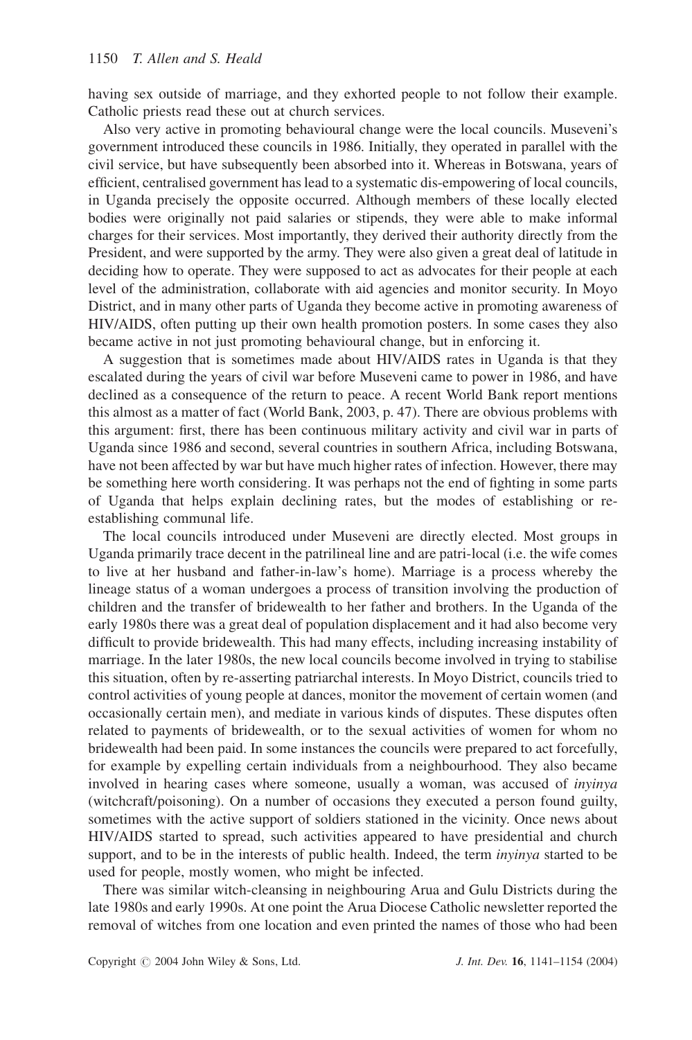having sex outside of marriage, and they exhorted people to not follow their example. Catholic priests read these out at church services.

Also very active in promoting behavioural change were the local councils. Museveni's government introduced these councils in 1986. Initially, they operated in parallel with the civil service, but have subsequently been absorbed into it. Whereas in Botswana, years of efficient, centralised government has lead to a systematic dis-empowering of local councils, in Uganda precisely the opposite occurred. Although members of these locally elected bodies were originally not paid salaries or stipends, they were able to make informal charges for their services. Most importantly, they derived their authority directly from the President, and were supported by the army. They were also given a great deal of latitude in deciding how to operate. They were supposed to act as advocates for their people at each level of the administration, collaborate with aid agencies and monitor security. In Moyo District, and in many other parts of Uganda they become active in promoting awareness of HIV/AIDS, often putting up their own health promotion posters. In some cases they also became active in not just promoting behavioural change, but in enforcing it.

A suggestion that is sometimes made about HIV/AIDS rates in Uganda is that they escalated during the years of civil war before Museveni came to power in 1986, and have declined as a consequence of the return to peace. A recent World Bank report mentions this almost as a matter of fact (World Bank, 2003, p. 47). There are obvious problems with this argument: first, there has been continuous military activity and civil war in parts of Uganda since 1986 and second, several countries in southern Africa, including Botswana, have not been affected by war but have much higher rates of infection. However, there may be something here worth considering. It was perhaps not the end of fighting in some parts of Uganda that helps explain declining rates, but the modes of establishing or re-establishing communal life.

The local councils introduced under Museveni are directly elected. Most groups in Uganda primarily trace decent in the patrilineal line and are patri-local (i.e. the wife comes to live at her husband and father-in-law's home). Marriage is a process whereby the lineage status of a woman undergoes a process of transition involving the production of children and the transfer of bridewealth to her father and brothers. In the Uganda of the early 1980s there was a great deal of population displacement and it had also become very difficult to provide bridewealth. This had many effects, including increasing instability of marriage. In the later 1980s, the new local councils become involved in trying to stabilise this situation, often by re-asserting patriarchal interests. In Moyo District, councils tried to control activities of young people at dances, monitor the movement of certain women (and occasionally certain men), and mediate in various kinds of disputes. These disputes often related to payments of bridewealth, or to the sexual activities of women for whom no bridewealth had been paid. In some instances the councils were prepared to act forcefully, for example by expelling certain individuals from a neighbourhood. They also became involved in hearing cases where someone, usually a woman, was accused of *inyinya* (witchcraft/poisoning). On a number of occasions they executed a person found guilty, sometimes with the active support of soldiers stationed in the vicinity. Once news about HIV/AIDS started to spread, such activities appeared to have presidential and church support, and to be in the interests of public health. Indeed, the term *inyinya* started to be used for people, mostly women, who might be infected.

There was similar witch-cleansing in neighbouring Arua and Gulu Districts during the late 1980s and early 1990s. At one point the Arua Diocese Catholic newsletter reported the removal of witches from one location and even printed the names of those who had been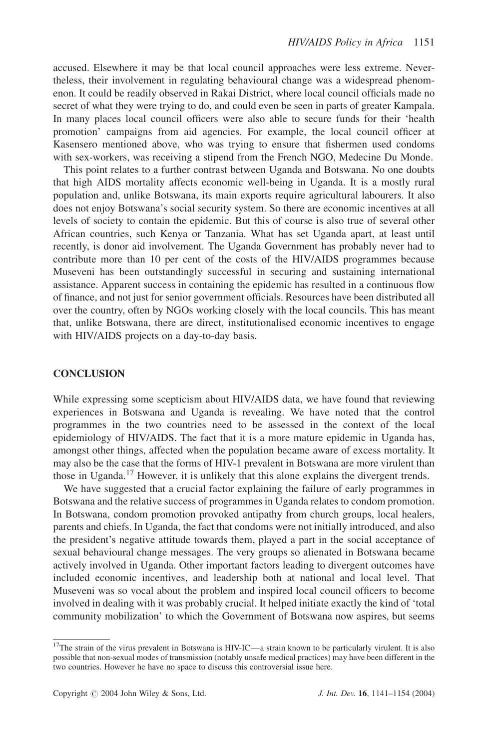accused. Elsewhere it may be that local council approaches were less extreme. Nevertheless, their involvement in regulating behavioural change was a widespread phenomenon. It could be readily observed in Rakai District, where local council officials made no secret of what they were trying to do, and could even be seen in parts of greater Kampala. In many places local council officers were also able to secure funds for their 'health promotion' campaigns from aid agencies. For example, the local council officer at Kasensero mentioned above, who was trying to ensure that fishermen used condoms with sex-workers, was receiving a stipend from the French NGO, Medecine Du Monde.

This point relates to a further contrast between Uganda and Botswana. No one doubts that high AIDS mortality affects economic well-being in Uganda. It is a mostly rural population and, unlike Botswana, its main exports require agricultural labourers. It also does not enjoy Botswana's social security system. So there are economic incentives at all levels of society to contain the epidemic. But this of course is also true of several other African countries, such Kenya or Tanzania. What has set Uganda apart, at least until recently, is donor aid involvement. The Uganda Government has probably never had to contribute more than 10 per cent of the costs of the HIV/AIDS programmes because Museveni has been outstandingly successful in securing and sustaining international assistance. Apparent success in containing the epidemic has resulted in a continuous flow of finance, and not just for senior government officials. Resources have been distributed all over the country, often by NGOs working closely with the local councils. This has meant that, unlike Botswana, there are direct, institutionalised economic incentives to engage with HIV/AIDS projects on a day-to-day basis.

## CONCLUSION

While expressing some scepticism about HIV/AIDS data, we have found that reviewing experiences in Botswana and Uganda is revealing. We have noted that the control programmes in the two countries need to be assessed in the context of the local epidemiology of HIV/AIDS. The fact that it is a more mature epidemic in Uganda has, amongst other things, affected when the population became aware of excess mortality. It may also be the case that the forms of HIV-1 prevalent in Botswana are more virulent than those in Uganda.[17] However, it is unlikely that this alone explains the divergent trends.

We have suggested that a crucial factor explaining the failure of early programmes in Botswana and the relative success of programmes in Uganda relates to condom promotion. In Botswana, condom promotion provoked antipathy from church groups, local healers, parents and chiefs. In Uganda, the fact that condoms were not initially introduced, and also the president's negative attitude towards them, played a part in the social acceptance of sexual behavioural change messages. The very groups so alienated in Botswana became actively involved in Uganda. Other important factors leading to divergent outcomes have included economic incentives, and leadership both at national and local level. That Museveni was so vocal about the problem and inspired local council officers to become involved in dealing with it was probably crucial. It helped initiate exactly the kind of 'total community mobilization' to which the Government of Botswana now aspires, but seems

[17] The strain of the virus prevalent in Botswana is HIV-IC—a strain known to be particularly virulent. It is also possible that non-sexual modes of transmission (notably unsafe medical practices) may have been different in the two countries. However he have no space to discuss this controversial issue here.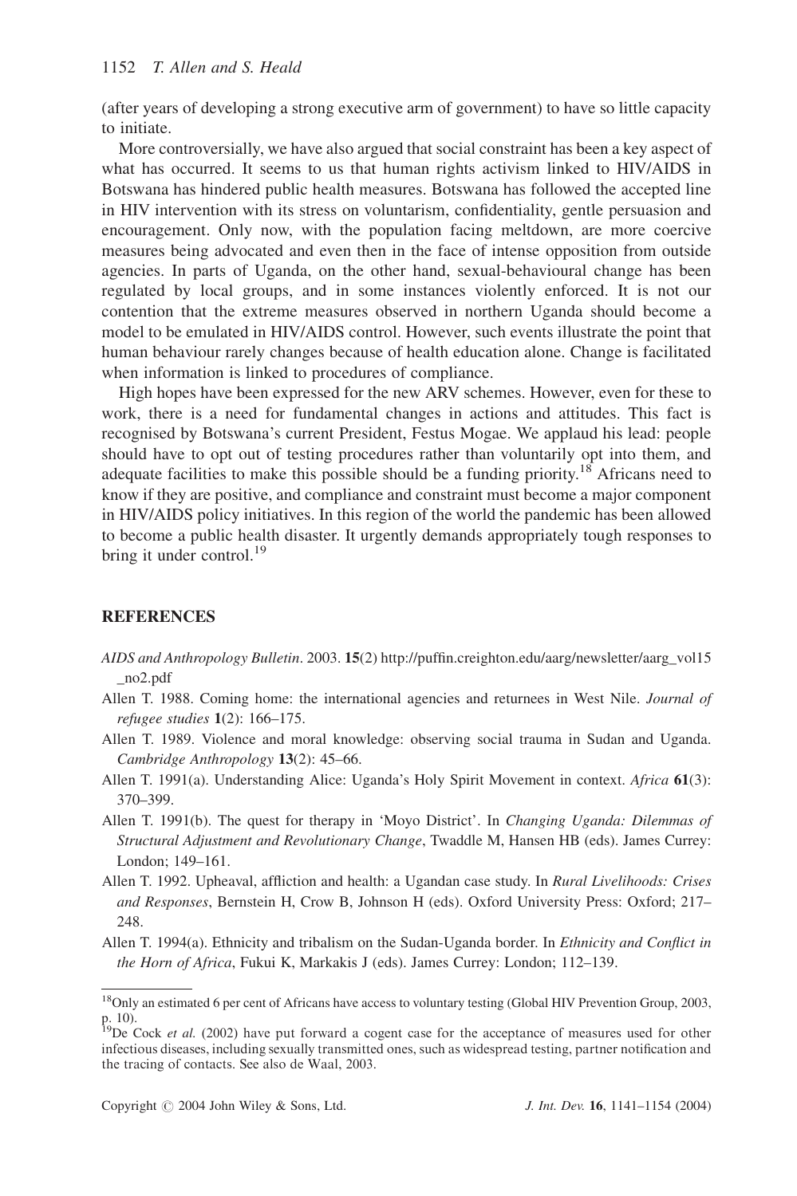(after years of developing a strong executive arm of government) to have so little capacity to initiate.

More controversially, we have also argued that social constraint has been a key aspect of what has occurred. It seems to us that human rights activism linked to HIV/AIDS in Botswana has hindered public health measures. Botswana has followed the accepted line in HIV intervention with its stress on voluntarism, confidentiality, gentle persuasion and encouragement. Only now, with the population facing meltdown, are more coercive measures being advocated and even then in the face of intense opposition from outside agencies. In parts of Uganda, on the other hand, sexual-behavioural change has been regulated by local groups, and in some instances violently enforced. It is not our contention that the extreme measures observed in northern Uganda should become a model to be emulated in HIV/AIDS control. However, such events illustrate the point that human behaviour rarely changes because of health education alone. Change is facilitated when information is linked to procedures of compliance.

High hopes have been expressed for the new ARV schemes. However, even for these to work, there is a need for fundamental changes in actions and attitudes. This fact is recognised by Botswana's current President, Festus Mogae. We applaud his lead: people should have to opt out of testing procedures rather than voluntarily opt into them, and adequate facilities to make this possible should be a funding priority.[18] Africans need to know if they are positive, and compliance and constraint must become a major component in HIV/AIDS policy initiatives. In this region of the world the pandemic has been allowed to become a public health disaster. It urgently demands appropriately tough responses to bring it under control.[19]

## REFERENCES

*AIDS and Anthropology Bulletin*. 2003. **15**(2) http://puffin.creighton.edu/aarg/newsletter/aarg_vol15_no2.pdf

Allen T. 1988. Coming home: the international agencies and returnees in West Nile. *Journal of refugee studies* **1**(2): 166–175.

Allen T. 1989. Violence and moral knowledge: observing social trauma in Sudan and Uganda. *Cambridge Anthropology* **13**(2): 45–66.

Allen T. 1991(a). Understanding Alice: Uganda's Holy Spirit Movement in context. *Africa* **61**(3): 370–399.

Allen T. 1991(b). The quest for therapy in 'Moyo District'. In *Changing Uganda: Dilemmas of Structural Adjustment and Revolutionary Change*, Twaddle M, Hansen HB (eds). James Currey: London; 149–161.

Allen T. 1992. Upheaval, affliction and health: a Ugandan case study. In *Rural Livelihoods: Crises and Responses*, Bernstein H, Crow B, Johnson H (eds). Oxford University Press: Oxford; 217–248.

Allen T. 1994(a). Ethnicity and tribalism on the Sudan-Uganda border. In *Ethnicity and Conflict in the Horn of Africa*, Fukui K, Markakis J (eds). James Currey: London; 112–139.

---

[18] Only an estimated 6 per cent of Africans have access to voluntary testing (Global HIV Prevention Group, 2003, p. 10).

[19] De Cock *et al.* (2002) have put forward a cogent case for the acceptance of measures used for other infectious diseases, including sexually transmitted ones, such as widespread testing, partner notification and the tracing of contacts. See also de Waal, 2003.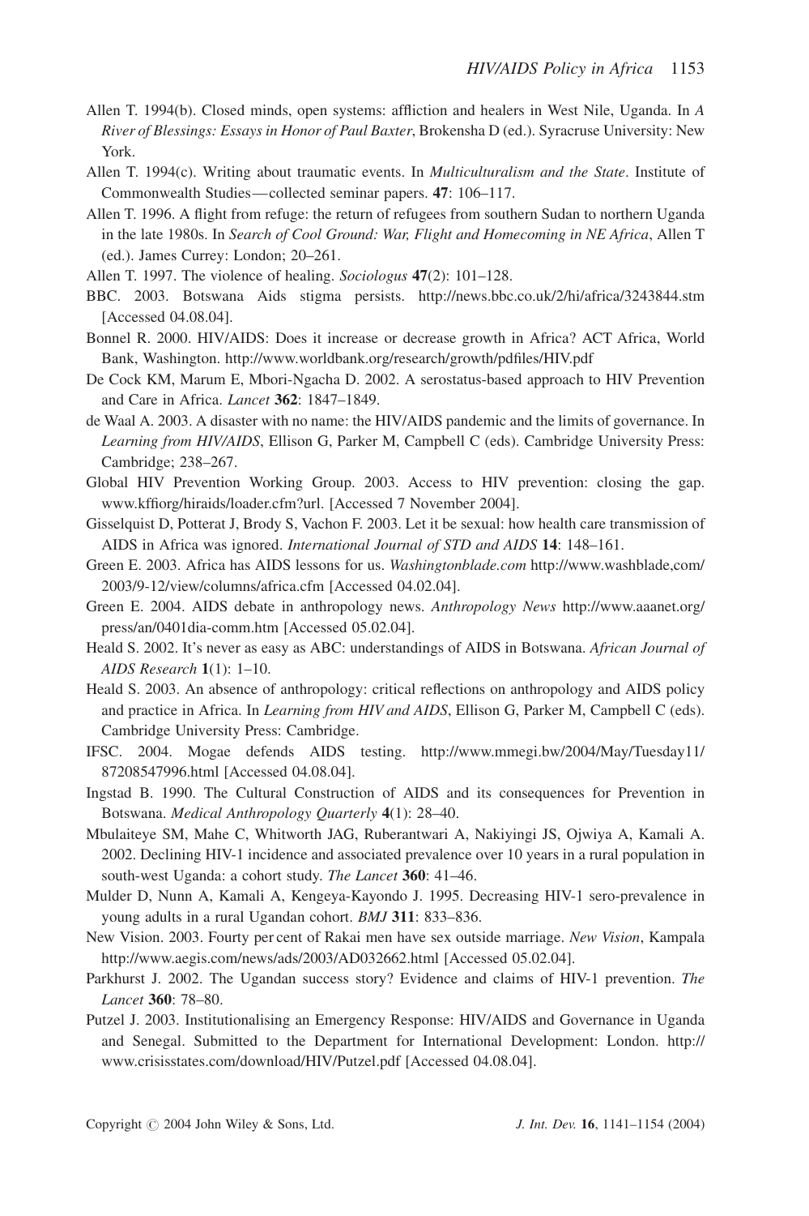Allen T. 1994(b). Closed minds, open systems: affliction and healers in West Nile, Uganda. In *A River of Blessings: Essays in Honor of Paul Baxter*, Brokensha D (ed.). Syracruse University: New York.

Allen T. 1994(c). Writing about traumatic events. In *Multiculturalism and the State*. Institute of Commonwealth Studies—collected seminar papers. **47**: 106–117.

Allen T. 1996. A flight from refuge: the return of refugees from southern Sudan to northern Uganda in the late 1980s. In *Search of Cool Ground: War, Flight and Homecoming in NE Africa*, Allen T (ed.). James Currey: London; 20–261.

Allen T. 1997. The violence of healing. *Sociologus* **47**(2): 101–128.

BBC. 2003. Botswana Aids stigma persists. http://news.bbc.co.uk/2/hi/africa/3243844.stm [Accessed 04.08.04].

Bonnel R. 2000. HIV/AIDS: Does it increase or decrease growth in Africa? ACT Africa, World Bank, Washington. http://www.worldbank.org/research/growth/pdffiles/HIV.pdf

De Cock KM, Marum E, Mbori-Ngacha D. 2002. A serostatus-based approach to HIV Prevention and Care in Africa. *Lancet* **362**: 1847–1849.

de Waal A. 2003. A disaster with no name: the HIV/AIDS pandemic and the limits of governance. In *Learning from HIV/AIDS*, Ellison G, Parker M, Campbell C (eds). Cambridge University Press: Cambridge; 238–267.

Global HIV Prevention Working Group. 2003. Access to HIV prevention: closing the gap. www.kffiorg/hiraids/loader.cfm?url. [Accessed 7 November 2004].

Gisselquist D, Potterat J, Brody S, Vachon F. 2003. Let it be sexual: how health care transmission of AIDS in Africa was ignored. *International Journal of STD and AIDS* **14**: 148–161.

Green E. 2003. Africa has AIDS lessons for us. *Washingtonblade.com* http://www.washblade,com/2003/9-12/view/columns/africa.cfm [Accessed 04.02.04].

Green E. 2004. AIDS debate in anthropology news. *Anthropology News* http://www.aaanet.org/press/an/0401dia-comm.htm [Accessed 05.02.04].

Heald S. 2002. It's never as easy as ABC: understandings of AIDS in Botswana. *African Journal of AIDS Research* **1**(1): 1–10.

Heald S. 2003. An absence of anthropology: critical reflections on anthropology and AIDS policy and practice in Africa. In *Learning from HIV and AIDS*, Ellison G, Parker M, Campbell C (eds). Cambridge University Press: Cambridge.

IFSC. 2004. Mogae defends AIDS testing. http://www.mmegi.bw/2004/May/Tuesday11/87208547996.html [Accessed 04.08.04].

Ingstad B. 1990. The Cultural Construction of AIDS and its consequences for Prevention in Botswana. *Medical Anthropology Quarterly* **4**(1): 28–40.

Mbulaiteye SM, Mahe C, Whitworth JAG, Ruberantwari A, Nakiyingi JS, Ojwiya A, Kamali A. 2002. Declining HIV-1 incidence and associated prevalence over 10 years in a rural population in south-west Uganda: a cohort study. *The Lancet* **360**: 41–46.

Mulder D, Nunn A, Kamali A, Kengeya-Kayondo J. 1995. Decreasing HIV-1 sero-prevalence in young adults in a rural Ugandan cohort. *BMJ* **311**: 833–836.

New Vision. 2003. Fourty per cent of Rakai men have sex outside marriage. *New Vision*, Kampala http://www.aegis.com/news/ads/2003/AD032662.html [Accessed 05.02.04].

Parkhurst J. 2002. The Ugandan success story? Evidence and claims of HIV-1 prevention. *The Lancet* **360**: 78–80.

Putzel J. 2003. Institutionalising an Emergency Response: HIV/AIDS and Governance in Uganda and Senegal. Submitted to the Department for International Development: London. http://www.crisisstates.com/download/HIV/Putzel.pdf [Accessed 04.08.04].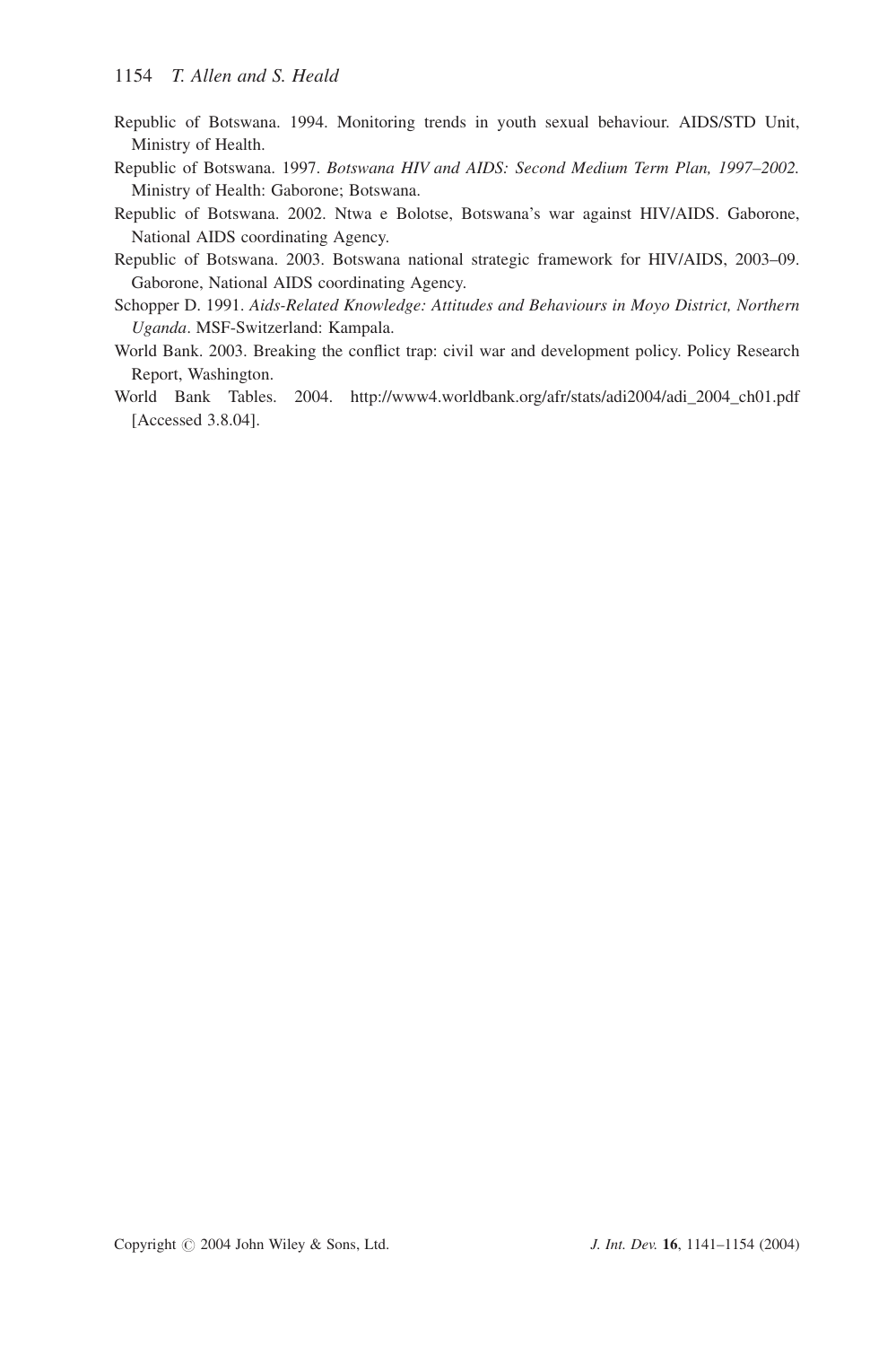Republic of Botswana. 1994. Monitoring trends in youth sexual behaviour. AIDS/STD Unit, Ministry of Health.

Republic of Botswana. 1997. *Botswana HIV and AIDS: Second Medium Term Plan, 1997–2002.* Ministry of Health: Gaborone; Botswana.

Republic of Botswana. 2002. Ntwa e Bolotse, Botswana's war against HIV/AIDS. Gaborone, National AIDS coordinating Agency.

Republic of Botswana. 2003. Botswana national strategic framework for HIV/AIDS, 2003–09. Gaborone, National AIDS coordinating Agency.

Schopper D. 1991. *Aids-Related Knowledge: Attitudes and Behaviours in Moyo District, Northern Uganda*. MSF-Switzerland: Kampala.

World Bank. 2003. Breaking the conflict trap: civil war and development policy. Policy Research Report, Washington.

World Bank Tables. 2004. http://www4.worldbank.org/afr/stats/adi2004/adi_2004_ch01.pdf [Accessed 3.8.04].